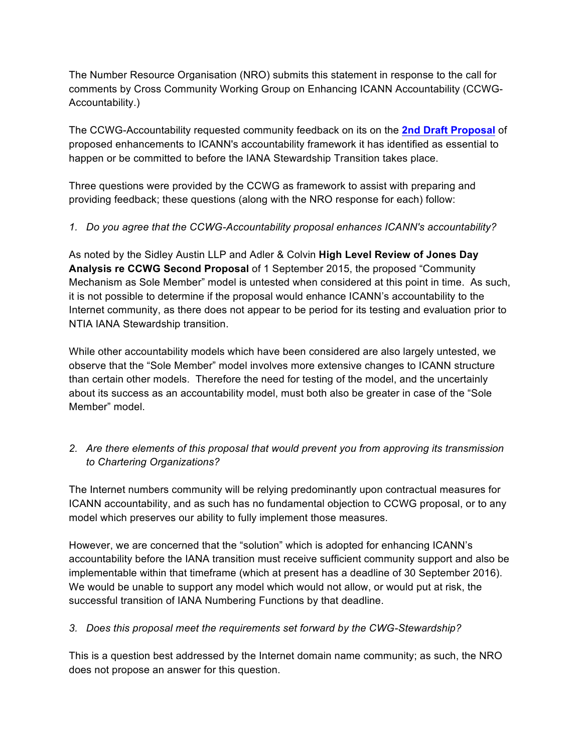The Number Resource Organisation (NRO) submits this statement in response to the call for comments by Cross Community Working Group on Enhancing ICANN Accountability (CCWG-Accountability.)

The CCWG-Accountability requested community feedback on its on the **2nd Draft Proposal** of proposed enhancements to ICANN's accountability framework it has identified as essential to happen or be committed to before the IANA Stewardship Transition takes place.

Three questions were provided by the CCWG as framework to assist with preparing and providing feedback; these questions (along with the NRO response for each) follow:

1. *Do you agree that the CCWG-Accountability proposal enhances ICANN's accountability?*

As noted by the Sidley Austin LLP and Adler & Colvin **High Level Review of Jones Day Analysis re CCWG Second Proposal** of 1 September 2015, the proposed "Community Mechanism as Sole Member" model is untested when considered at this point in time. As such, it is not possible to determine if the proposal would enhance ICANN's accountability to the Internet community, as there does not appear to be period for its testing and evaluation prior to NTIA IANA Stewardship transition.

While other accountability models which have been considered are also largely untested, we observe that the "Sole Member" model involves more extensive changes to ICANN structure than certain other models. Therefore the need for testing of the model, and the uncertainly about its success as an accountability model, must both also be greater in case of the "Sole Member" model.

2. *Are there elements of this proposal that would prevent you from approving its transmission to Chartering Organizations?*

The Internet numbers community will be relying predominantly upon contractual measures for ICANN accountability, and as such has no fundamental objection to CCWG proposal, or to any model which preserves our ability to fully implement those measures.

However, we are concerned that the "solution" which is adopted for enhancing ICANN's accountability before the IANA transition must receive sufficient community support and also be implementable within that timeframe (which at present has a deadline of 30 September 2016). We would be unable to support any model which would not allow, or would put at risk, the successful transition of IANA Numbering Functions by that deadline.

3. *Does this proposal meet the requirements set forward by the CWG-Stewardship?*

This is a question best addressed by the Internet domain name community; as such, the NRO does not propose an answer for this question.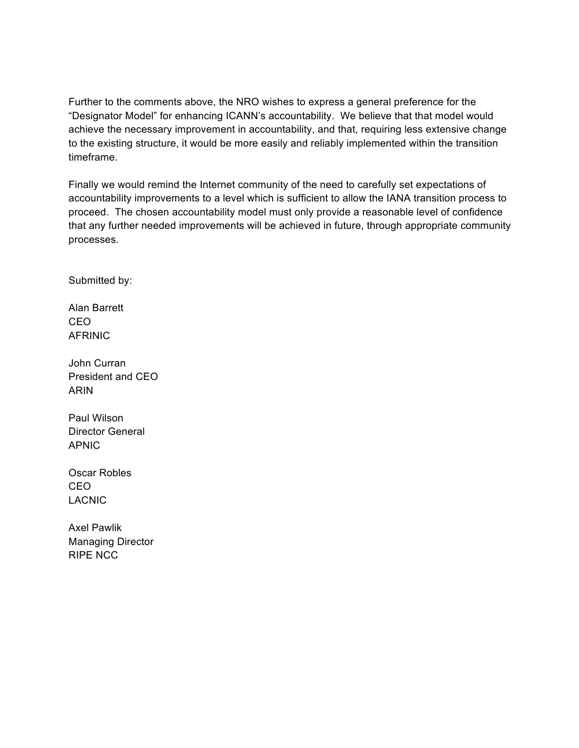Further to the comments above, the NRO wishes to express a general preference for the "Designator Model" for enhancing ICANN's accountability. We believe that that model would achieve the necessary improvement in accountability, and that, requiring less extensive change to the existing structure, it would be more easily and reliably implemented within the transition timeframe.

Finally we would remind the Internet community of the need to carefully set expectations of accountability improvements to a level which is sufficient to allow the IANA transition process to proceed. The chosen accountability model must only provide a reasonable level of confidence that any further needed improvements will be achieved in future, through appropriate community processes.

Submitted by:

Alan Barrett
CEO
AFRINIC

John Curran
President and CEO
ARIN

Paul Wilson
Director General
APNIC

Oscar Robles
CEO
LACNIC

Axel Pawlik
Managing Director
RIPE NCC